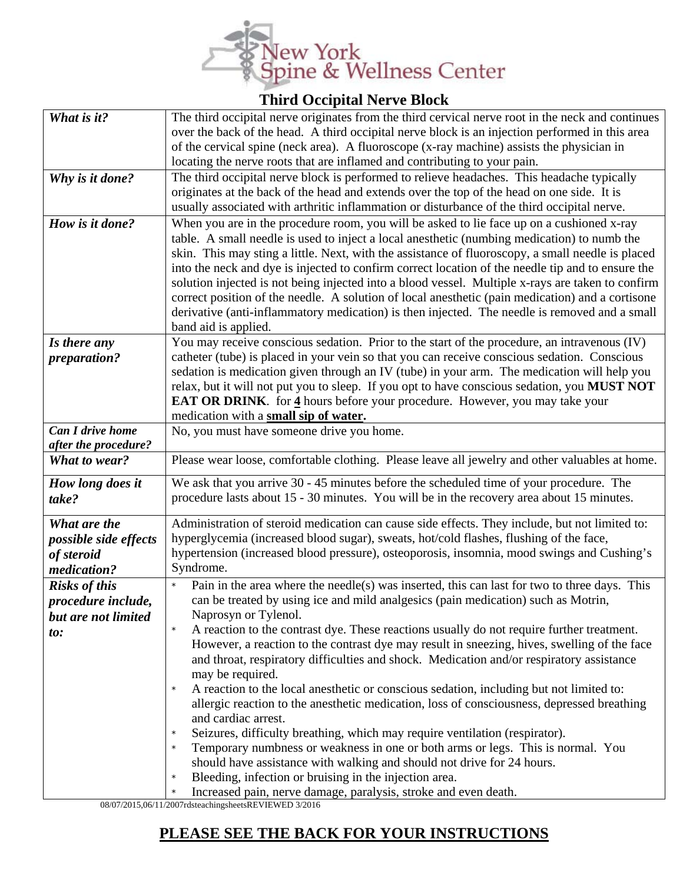# New York Spine & Wellness Center

## Third Occipital Nerve Block

| | |
|---|---|
| ***What is it?*** | The third occipital nerve originates from the third cervical nerve root in the neck and continues over the back of the head. A third occipital nerve block is an injection performed in this area of the cervical spine (neck area). A fluoroscope (x-ray machine) assists the physician in locating the nerve roots that are inflamed and contributing to your pain. |
| ***Why is it done?*** | The third occipital nerve block is performed to relieve headaches. This headache typically originates at the back of the head and extends over the top of the head on one side. It is usually associated with arthritic inflammation or disturbance of the third occipital nerve. |
| ***How is it done?*** | When you are in the procedure room, you will be asked to lie face up on a cushioned x-ray table. A small needle is used to inject a local anesthetic (numbing medication) to numb the skin. This may sting a little. Next, with the assistance of fluoroscopy, a small needle is placed into the neck and dye is injected to confirm correct location of the needle tip and to ensure the solution injected is not being injected into a blood vessel. Multiple x-rays are taken to confirm correct position of the needle. A solution of local anesthetic (pain medication) and a cortisone derivative (anti-inflammatory medication) is then injected. The needle is removed and a small band aid is applied. |
| ***Is there any preparation?*** | You may receive conscious sedation. Prior to the start of the procedure, an intravenous (IV) catheter (tube) is placed in your vein so that you can receive conscious sedation. Conscious sedation is medication given through an IV (tube) in your arm. The medication will help you relax, but it will not put you to sleep. If you opt to have conscious sedation, you **MUST NOT EAT OR DRINK**. for **<u>4</u>** hours before your procedure. However, you may take your medication with a **<u>small sip of water</u>.** |
| ***Can I drive home after the procedure?*** | No, you must have someone drive you home. |
| ***What to wear?*** | Please wear loose, comfortable clothing. Please leave all jewelry and other valuables at home. |
| ***How long does it take?*** | We ask that you arrive 30 - 45 minutes before the scheduled time of your procedure. The procedure lasts about 15 - 30 minutes. You will be in the recovery area about 15 minutes. |
| ***What are the possible side effects of steroid medication?*** | Administration of steroid medication can cause side effects. They include, but not limited to: hyperglycemia (increased blood sugar), sweats, hot/cold flashes, flushing of the face, hypertension (increased blood pressure), osteoporosis, insomnia, mood swings and Cushing's Syndrome. |
| ***Risks of this procedure include, but are not limited to:*** | * Pain in the area where the needle(s) was inserted, this can last for two to three days. This can be treated by using ice and mild analgesics (pain medication) such as Motrin, Naprosyn or Tylenol.<br>* A reaction to the contrast dye. These reactions usually do not require further treatment. However, a reaction to the contrast dye may result in sneezing, hives, swelling of the face and throat, respiratory difficulties and shock. Medication and/or respiratory assistance may be required.<br>* A reaction to the local anesthetic or conscious sedation, including but not limited to: allergic reaction to the anesthetic medication, loss of consciousness, depressed breathing and cardiac arrest.<br>* Seizures, difficulty breathing, which may require ventilation (respirator).<br>* Temporary numbness or weakness in one or both arms or legs. This is normal. You should have assistance with walking and should not drive for 24 hours.<br>* Bleeding, infection or bruising in the injection area.<br>* Increased pain, nerve damage, paralysis, stroke and even death. |

08/07/2015,06/11/2007rdsteachingsheetsREVIEWED 3/2016

**<u>PLEASE SEE THE BACK FOR YOUR INSTRUCTIONS</u>**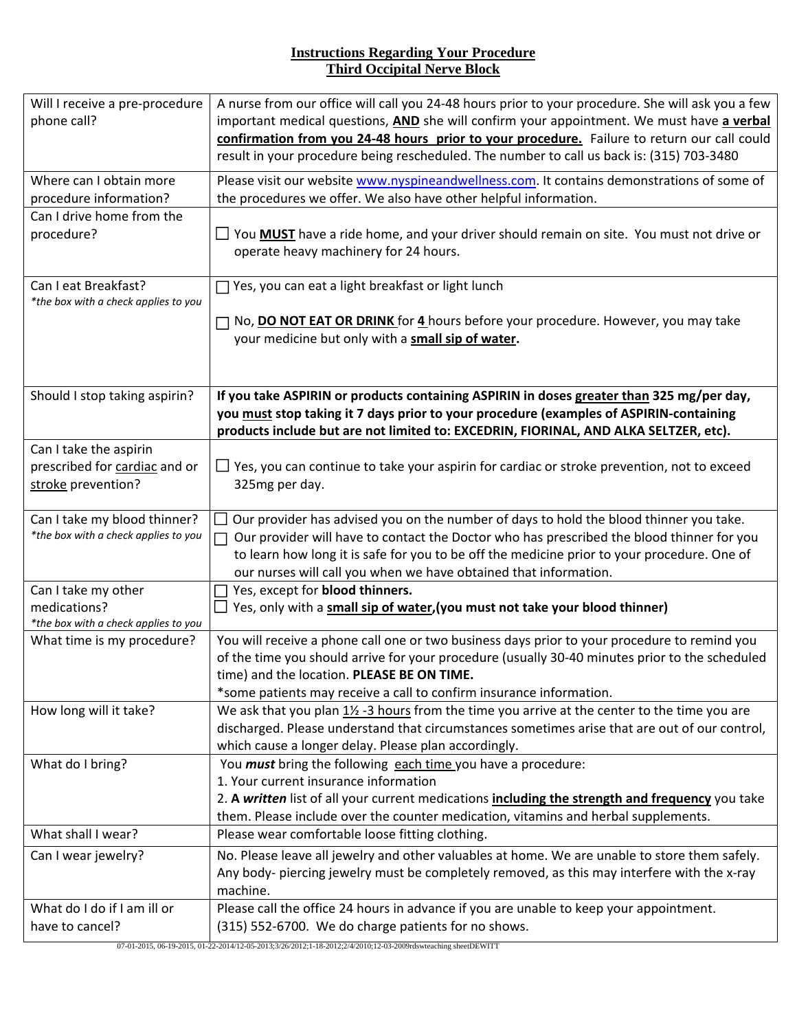## Instructions Regarding Your Procedure
## Third Occipital Nerve Block

| | |
|---|---|
| Will I receive a pre-procedure phone call? | A nurse from our office will call you 24-48 hours prior to your procedure. She will ask you a few important medical questions, **AND** she will confirm your appointment. We must have **a verbal confirmation from you 24-48 hours prior to your procedure.** Failure to return our call could result in your procedure being rescheduled. The number to call us back is: (315) 703-3480 |
| Where can I obtain more procedure information? | Please visit our website www.nyspineandwellness.com. It contains demonstrations of some of the procedures we offer. We also have other helpful information. |
| Can I drive home from the procedure? | ☐ You **MUST** have a ride home, and your driver should remain on site. You must not drive or operate heavy machinery for 24 hours. |
| Can I eat Breakfast? *\*the box with a check applies to you* | ☐ Yes, you can eat a light breakfast or light lunch<br><br>☐ No, **DO NOT EAT OR DRINK** for **4** hours before your procedure. However, you may take your medicine but only with a **small sip of water.** |
| Should I stop taking aspirin? | **If you take ASPIRIN or products containing ASPIRIN in doses greater than 325 mg/per day, you must stop taking it 7 days prior to your procedure (examples of ASPIRIN-containing products include but are not limited to: EXCEDRIN, FIORINAL, AND ALKA SELTZER, etc).** |
| Can I take the aspirin prescribed for cardiac and or stroke prevention? | ☐ Yes, you can continue to take your aspirin for cardiac or stroke prevention, not to exceed 325mg per day. |
| Can I take my blood thinner? *\*the box with a check applies to you* | ☐ Our provider has advised you on the number of days to hold the blood thinner you take.<br>☐ Our provider will have to contact the Doctor who has prescribed the blood thinner for you to learn how long it is safe for you to be off the medicine prior to your procedure. One of our nurses will call you when we have obtained that information. |
| Can I take my other medications? *\*the box with a check applies to you* | ☐ Yes, except for **blood thinners.**<br>☐ Yes, only with a **small sip of water,(you must not take your blood thinner)** |
| What time is my procedure? | You will receive a phone call one or two business days prior to your procedure to remind you of the time you should arrive for your procedure (usually 30-40 minutes prior to the scheduled time) and the location. **PLEASE BE ON TIME.**<br>\*some patients may receive a call to confirm insurance information. |
| How long will it take? | We ask that you plan 1½ -3 hours from the time you arrive at the center to the time you are discharged. Please understand that circumstances sometimes arise that are out of our control, which cause a longer delay. Please plan accordingly. |
| What do I bring? | You ***must*** bring the following each time you have a procedure:<br>1. Your current insurance information<br>2. **A *written*** list of all your current medications **including the strength and frequency** you take them. Please include over the counter medication, vitamins and herbal supplements. |
| What shall I wear? | Please wear comfortable loose fitting clothing. |
| Can I wear jewelry? | No. Please leave all jewelry and other valuables at home. We are unable to store them safely. Any body- piercing jewelry must be completely removed, as this may interfere with the x-ray machine. |
| What do I do if I am ill or have to cancel? | Please call the office 24 hours in advance if you are unable to keep your appointment. (315) 552-6700. We do charge patients for no shows. |

07-01-2015, 06-19-2015, 01-22-2014/12-05-2013;3/26/2012;1-18-2012;2/4/2010;12-03-2009rdswteaching sheetDEWITT